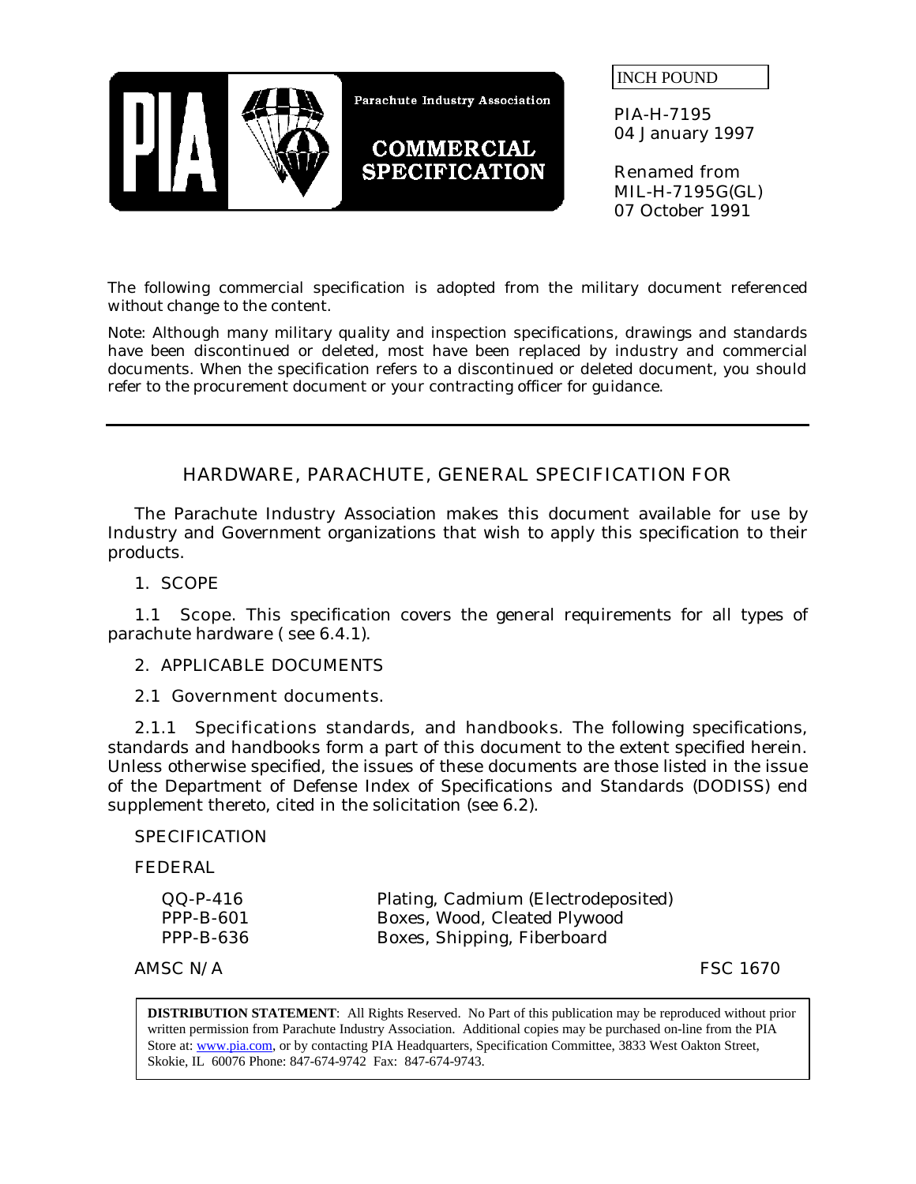Parachute Industry Association

**COMMERCIAL SPECIFICATION**

INCH POUND

PIA-H-7195
04 January 1997

Renamed from
MIL-H-7195G(GL)
07 October 1991

The following commercial specification is adopted from the military document referenced without change to the content.

Note: Although many military quality and inspection specifications, drawings and standards have been discontinued or deleted, most have been replaced by industry and commercial documents. When the specification refers to a discontinued or deleted document, you should refer to the procurement document or your contracting officer for guidance.

---

# HARDWARE, PARACHUTE, GENERAL SPECIFICATION FOR

The Parachute Industry Association makes this document available for use by Industry and Government organizations that wish to apply this specification to their products.

## 1. SCOPE

1.1 Scope. This specification covers the general requirements for all types of parachute hardware ( see 6.4.1).

## 2. APPLICABLE DOCUMENTS

### 2.1 Government documents.

2.1.1 *Specifications standards, and handbooks.* The following specifications, standards and handbooks form a part of this document to the extent specified herein. Unless otherwise specified, the issues of these documents are those listed in the issue of the Department of Defense Index of Specifications and Standards (DODISS) end supplement thereto, cited in the solicitation (see 6.2).

SPECIFICATION

FEDERAL

| | |
|---|---|
| QQ-P-416 | Plating, Cadmium (Electrodeposited) |
| PPP-B-601 | Boxes, Wood, Cleated Plywood |
| PPP-B-636 | Boxes, Shipping, Fiberboard |

AMSC N/A FSC 1670

**DISTRIBUTION STATEMENT**: All Rights Reserved. No Part of this publication may be reproduced without prior written permission from Parachute Industry Association. Additional copies may be purchased on-line from the PIA Store at: www.pia.com, or by contacting PIA Headquarters, Specification Committee, 3833 West Oakton Street, Skokie, IL 60076 Phone: 847-674-9742 Fax: 847-674-9743.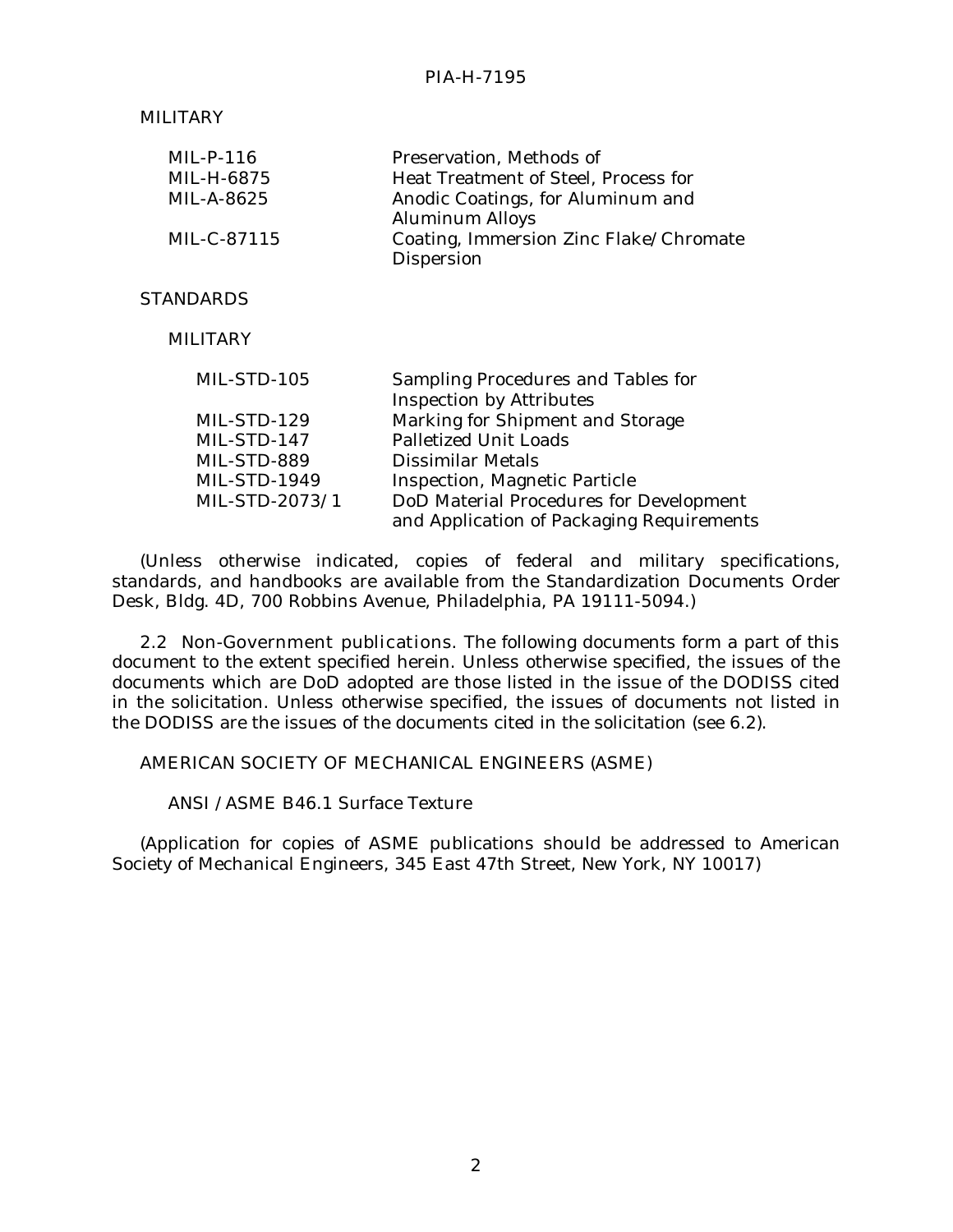MILITARY

| | |
|---|---|
| MIL-P-116 | Preservation, Methods of |
| MIL-H-6875 | Heat Treatment of Steel, Process for |
| MIL-A-8625 | Anodic Coatings, for Aluminum and Aluminum Alloys |
| MIL-C-87115 | Coating, Immersion Zinc Flake/Chromate Dispersion |

STANDARDS

MILITARY

| | |
|---|---|
| MIL-STD-105 | Sampling Procedures and Tables for Inspection by Attributes |
| MIL-STD-129 | Marking for Shipment and Storage |
| MIL-STD-147 | Palletized Unit Loads |
| MIL-STD-889 | Dissimilar Metals |
| MIL-STD-1949 | Inspection, Magnetic Particle |
| MIL-STD-2073/1 | DoD Material Procedures for Development and Application of Packaging Requirements |

(Unless otherwise indicated, copies of federal and military specifications, standards, and handbooks are available from the Standardization Documents Order Desk, Bldg. 4D, 700 Robbins Avenue, Philadelphia, PA 19111-5094.)

2.2 *Non-Government publications*. The following documents form a part of this document to the extent specified herein. Unless otherwise specified, the issues of the documents which are DoD adopted are those listed in the issue of the DODISS cited in the solicitation. Unless otherwise specified, the issues of documents not listed in the DODISS are the issues of the documents cited in the solicitation (see 6.2).

AMERICAN SOCIETY OF MECHANICAL ENGINEERS (ASME)

ANSI /ASME B46.1 Surface Texture

(Application for copies of ASME publications should be addressed to American Society of Mechanical Engineers, 345 East 47th Street, New York, NY 10017)